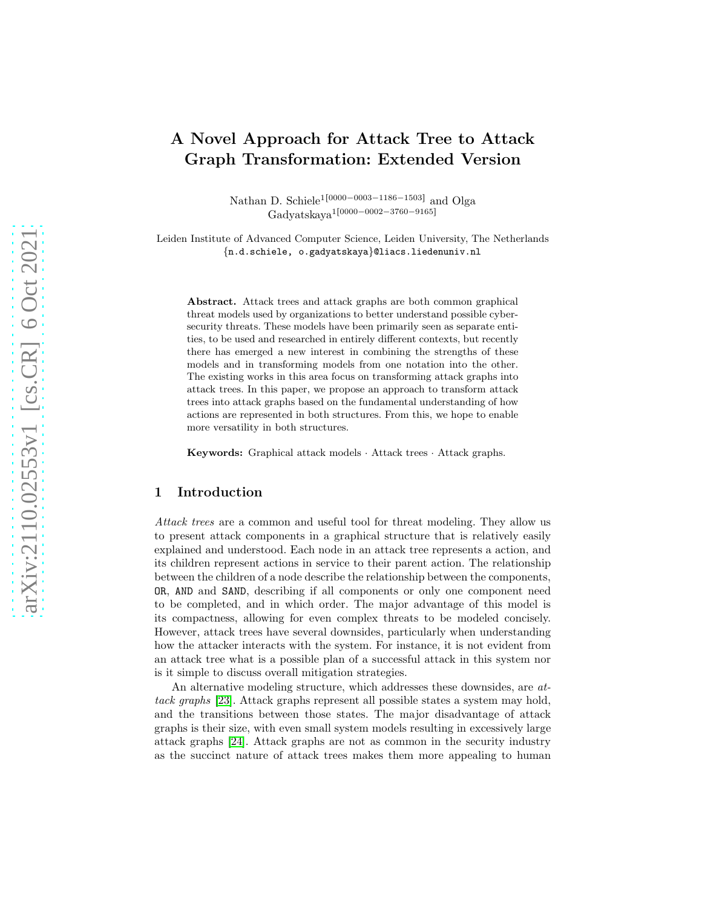# A Novel Approach for Attack Tree to Attack Graph Transformation: Extended Version

Nathan D. Schiele[1[0000−0003−1186−1503]] and Olga Gadyatskaya[1[0000−0002−3760−9165]]

Leiden Institute of Advanced Computer Science, Leiden University, The Netherlands
{n.d.schiele, o.gadyatskaya}@liacs.liedenuniv.nl

**Abstract.** Attack trees and attack graphs are both common graphical threat models used by organizations to better understand possible cybersecurity threats. These models have been primarily seen as separate entities, to be used and researched in entirely different contexts, but recently there has emerged a new interest in combining the strengths of these models and in transforming models from one notation into the other. The existing works in this area focus on transforming attack graphs into attack trees. In this paper, we propose an approach to transform attack trees into attack graphs based on the fundamental understanding of how actions are represented in both structures. From this, we hope to enable more versatility in both structures.

**Keywords:** Graphical attack models · Attack trees · Attack graphs.

## 1 Introduction

*Attack trees* are a common and useful tool for threat modeling. They allow us to present attack components in a graphical structure that is relatively easily explained and understood. Each node in an attack tree represents a action, and its children represent actions in service to their parent action. The relationship between the children of a node describe the relationship between the components, OR, AND and SAND, describing if all components or only one component need to be completed, and in which order. The major advantage of this model is its compactness, allowing for even complex threats to be modeled concisely. However, attack trees have several downsides, particularly when understanding how the attacker interacts with the system. For instance, it is not evident from an attack tree what is a possible plan of a successful attack in this system nor is it simple to discuss overall mitigation strategies.

An alternative modeling structure, which addresses these downsides, are *attack graphs* [23]. Attack graphs represent all possible states a system may hold, and the transitions between those states. The major disadvantage of attack graphs is their size, with even small system models resulting in excessively large attack graphs [24]. Attack graphs are not as common in the security industry as the succinct nature of attack trees makes them more appealing to human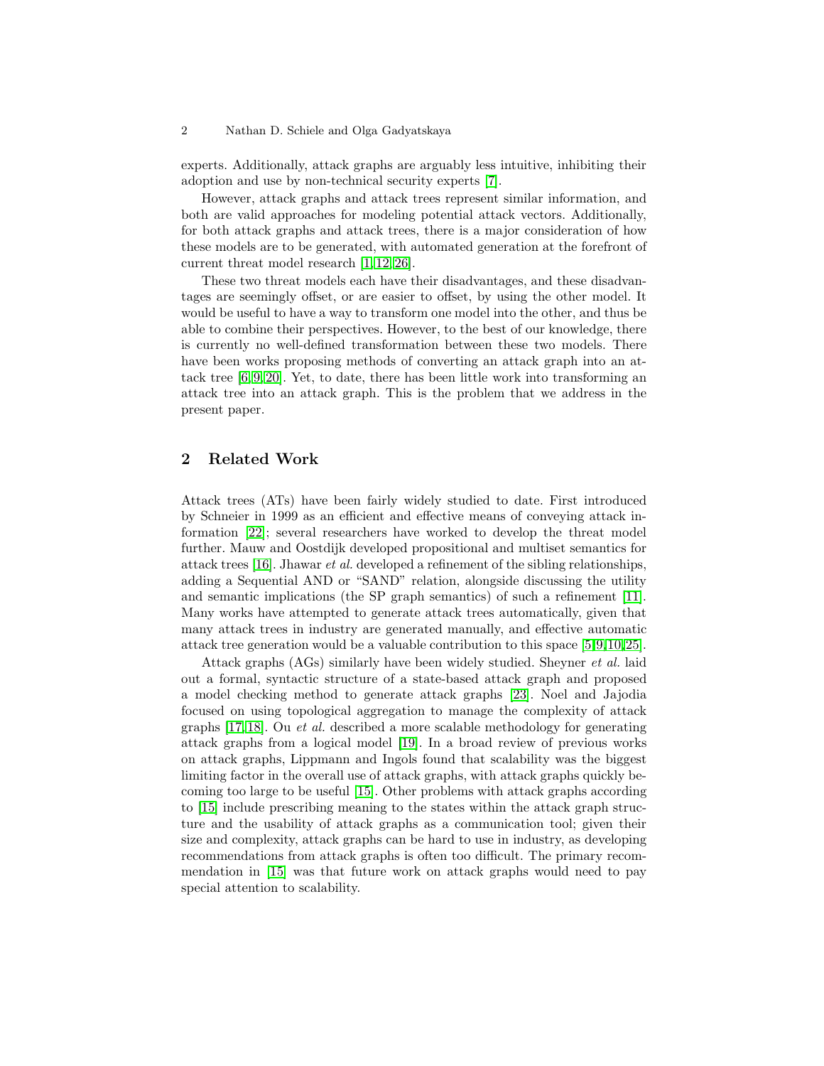experts. Additionally, attack graphs are arguably less intuitive, inhibiting their adoption and use by non-technical security experts [7].

However, attack graphs and attack trees represent similar information, and both are valid approaches for modeling potential attack vectors. Additionally, for both attack graphs and attack trees, there is a major consideration of how these models are to be generated, with automated generation at the forefront of current threat model research [1,12,26].

These two threat models each have their disadvantages, and these disadvantages are seemingly offset, or are easier to offset, by using the other model. It would be useful to have a way to transform one model into the other, and thus be able to combine their perspectives. However, to the best of our knowledge, there is currently no well-defined transformation between these two models. There have been works proposing methods of converting an attack graph into an attack tree [6,9,20]. Yet, to date, there has been little work into transforming an attack tree into an attack graph. This is the problem that we address in the present paper.

## 2 Related Work

Attack trees (ATs) have been fairly widely studied to date. First introduced by Schneier in 1999 as an efficient and effective means of conveying attack information [22]; several researchers have worked to develop the threat model further. Mauw and Oostdijk developed propositional and multiset semantics for attack trees [16]. Jhawar *et al.* developed a refinement of the sibling relationships, adding a Sequential AND or "SAND" relation, alongside discussing the utility and semantic implications (the SP graph semantics) of such a refinement [11]. Many works have attempted to generate attack trees automatically, given that many attack trees in industry are generated manually, and effective automatic attack tree generation would be a valuable contribution to this space [5,9,10,25].

Attack graphs (AGs) similarly have been widely studied. Sheyner *et al.* laid out a formal, syntactic structure of a state-based attack graph and proposed a model checking method to generate attack graphs [23]. Noel and Jajodia focused on using topological aggregation to manage the complexity of attack graphs [17,18]. Ou *et al.* described a more scalable methodology for generating attack graphs from a logical model [19]. In a broad review of previous works on attack graphs, Lippmann and Ingols found that scalability was the biggest limiting factor in the overall use of attack graphs, with attack graphs quickly becoming too large to be useful [15]. Other problems with attack graphs according to [15] include prescribing meaning to the states within the attack graph structure and the usability of attack graphs as a communication tool; given their size and complexity, attack graphs can be hard to use in industry, as developing recommendations from attack graphs is often too difficult. The primary recommendation in [15] was that future work on attack graphs would need to pay special attention to scalability.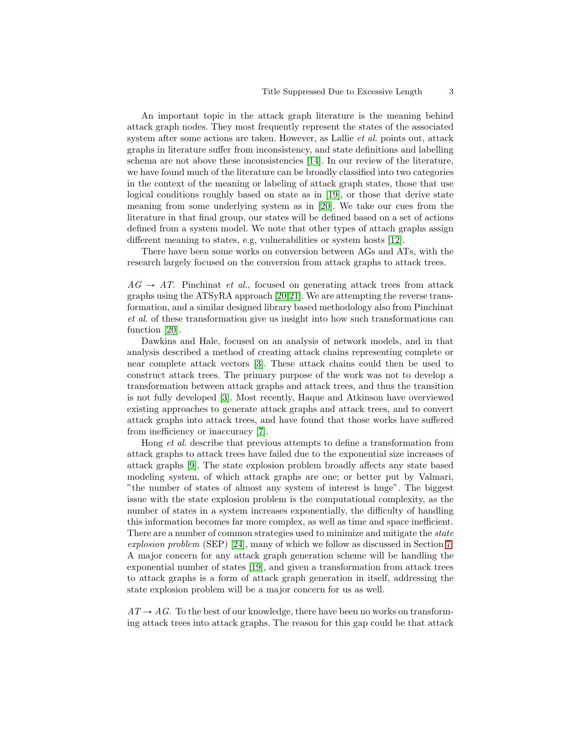An important topic in the attack graph literature is the meaning behind attack graph nodes. They most frequently represent the states of the associated system after some actions are taken. However, as Lallie *et al.* points out, attack graphs in literature suffer from inconsistency, and state definitions and labelling schema are not above these inconsistencies [14]. In our review of the literature, we have found much of the literature can be broadly classified into two categories in the context of the meaning or labeling of attack graph states, those that use logical conditions roughly based on state as in [19], or those that derive state meaning from some underlying system as in [20]. We take our cues from the literature in that final group, our states will be defined based on a set of actions defined from a system model. We note that other types of attach graphs assign different meaning to states, e.g, vulnerabilities or system hosts [12].

There have been some works on conversion between AGs and ATs, with the research largely focused on the conversion from attack graphs to attack trees.

*AG → AT.* Pinchinat *et al.*, focused on generating attack trees from attack graphs using the ATSyRA approach [20,21]. We are attempting the reverse transformation, and a similar designed library based methodology also from Pinchinat *et al.* of these transformation give us insight into how such transformations can function [20].

Dawkins and Hale, focused on an analysis of network models, and in that analysis described a method of creating attack chains representing complete or near complete attack vectors [3]. These attack chains could then be used to construct attack trees. The primary purpose of the work was not to develop a transformation between attack graphs and attack trees, and thus the transition is not fully developed [3]. Most recently, Haque and Atkinson have overviewed existing approaches to generate attack graphs and attack trees, and to convert attack graphs into attack trees, and have found that those works have suffered from inefficiency or inaccuracy [7].

Hong *et al.* describe that previous attempts to define a transformation from attack graphs to attack trees have failed due to the exponential size increases of attack graphs [9]. The state explosion problem broadly affects any state based modeling system, of which attack graphs are one; or better put by Valmari, "the number of states of almost any system of interest is huge". The biggest issue with the state explosion problem is the computational complexity, as the number of states in a system increases exponentially, the difficulty of handling this information becomes far more complex, as well as time and space inefficient. There are a number of common strategies used to minimize and mitigate the *state explosion problem* (SEP) [24], many of which we follow as discussed in Section 7. A major concern for any attack graph generation scheme will be handling the exponential number of states [19], and given a transformation from attack trees to attack graphs is a form of attack graph generation in itself, addressing the state explosion problem will be a major concern for us as well.

*AT → AG.* To the best of our knowledge, there have been no works on transforming attack trees into attack graphs. The reason for this gap could be that attack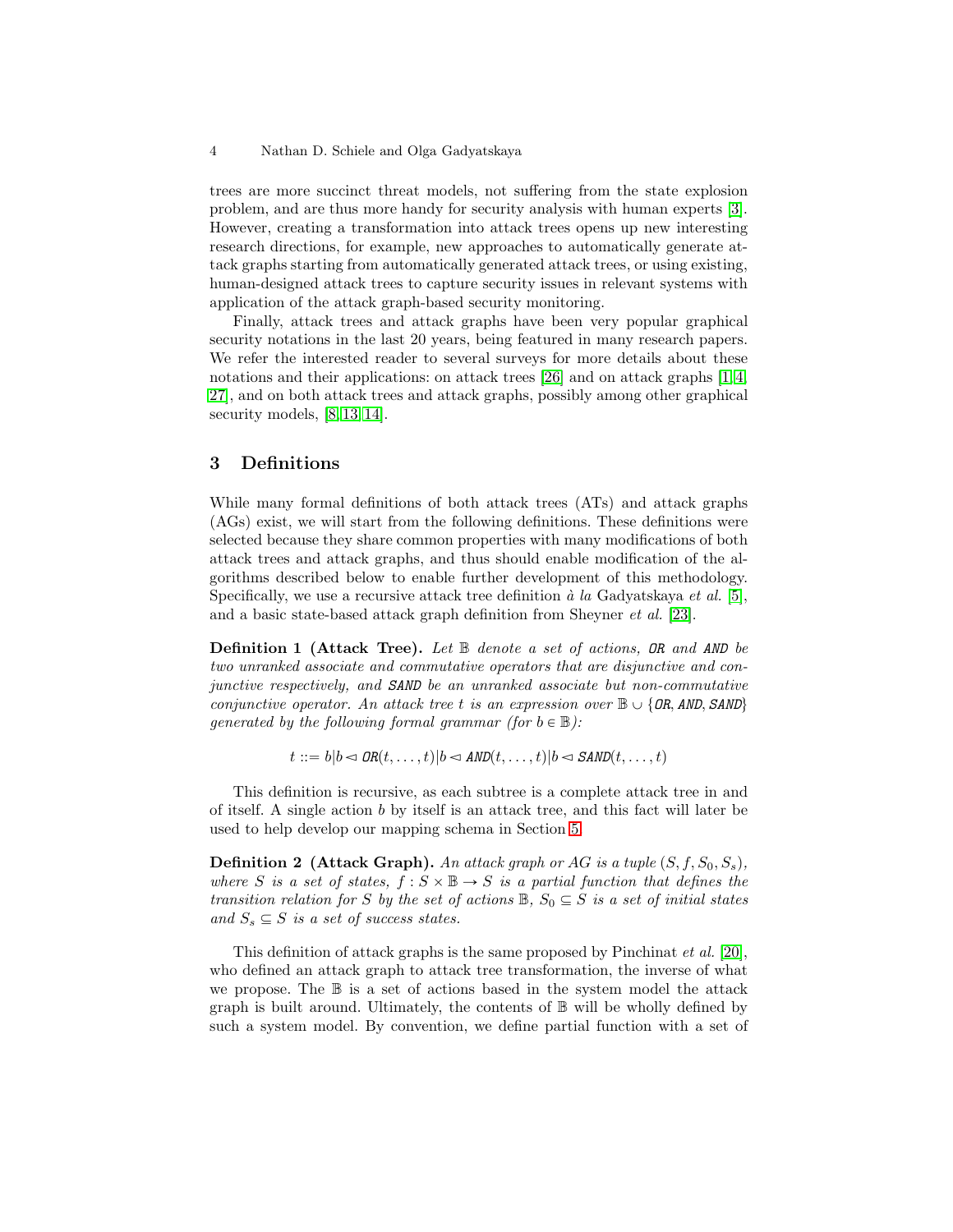trees are more succinct threat models, not suffering from the state explosion problem, and are thus more handy for security analysis with human experts [3]. However, creating a transformation into attack trees opens up new interesting research directions, for example, new approaches to automatically generate attack graphs starting from automatically generated attack trees, or using existing, human-designed attack trees to capture security issues in relevant systems with application of the attack graph-based security monitoring.

Finally, attack trees and attack graphs have been very popular graphical security notations in the last 20 years, being featured in many research papers. We refer the interested reader to several surveys for more details about these notations and their applications: on attack trees [26] and on attack graphs [1,4,27], and on both attack trees and attack graphs, possibly among other graphical security models, [8,13,14].

## 3 Definitions

While many formal definitions of both attack trees (ATs) and attack graphs (AGs) exist, we will start from the following definitions. These definitions were selected because they share common properties with many modifications of both attack trees and attack graphs, and thus should enable modification of the algorithms described below to enable further development of this methodology. Specifically, we use a recursive attack tree definition *à la* Gadyatskaya *et al.* [5], and a basic state-based attack graph definition from Sheyner *et al.* [23].

**Definition 1 (Attack Tree).** *Let $\mathbb{B}$ denote a set of actions, $\mathtt{OR}$ and $\mathtt{AND}$ be two unranked associate and commutative operators that are disjunctive and conjunctive respectively, and $\mathtt{SAND}$ be an unranked associate but non-commutative conjunctive operator. An attack tree $t$ is an expression over $\mathbb{B} \cup \{\mathtt{OR}, \mathtt{AND}, \mathtt{SAND}\}$ generated by the following formal grammar (for $b \in \mathbb{B}$):*

$$t ::= b | b \lhd \mathtt{OR}(t, \dots, t) | b \lhd \mathtt{AND}(t, \dots, t) | b \lhd \mathtt{SAND}(t, \dots, t)$$

This definition is recursive, as each subtree is a complete attack tree in and of itself. A single action $b$ by itself is an attack tree, and this fact will later be used to help develop our mapping schema in Section 5.

**Definition 2 (Attack Graph).** *An attack graph or AG is a tuple $(S, f, S_0, S_s)$, where $S$ is a set of states, $f : S \times \mathbb{B} \rightarrow S$ is a partial function that defines the transition relation for $S$ by the set of actions $\mathbb{B}$, $S_0 \subseteq S$ is a set of initial states and $S_s \subseteq S$ is a set of success states.*

This definition of attack graphs is the same proposed by Pinchinat *et al.* [20], who defined an attack graph to attack tree transformation, the inverse of what we propose. The $\mathbb{B}$ is a set of actions based in the system model the attack graph is built around. Ultimately, the contents of $\mathbb{B}$ will be wholly defined by such a system model. By convention, we define partial function with a set of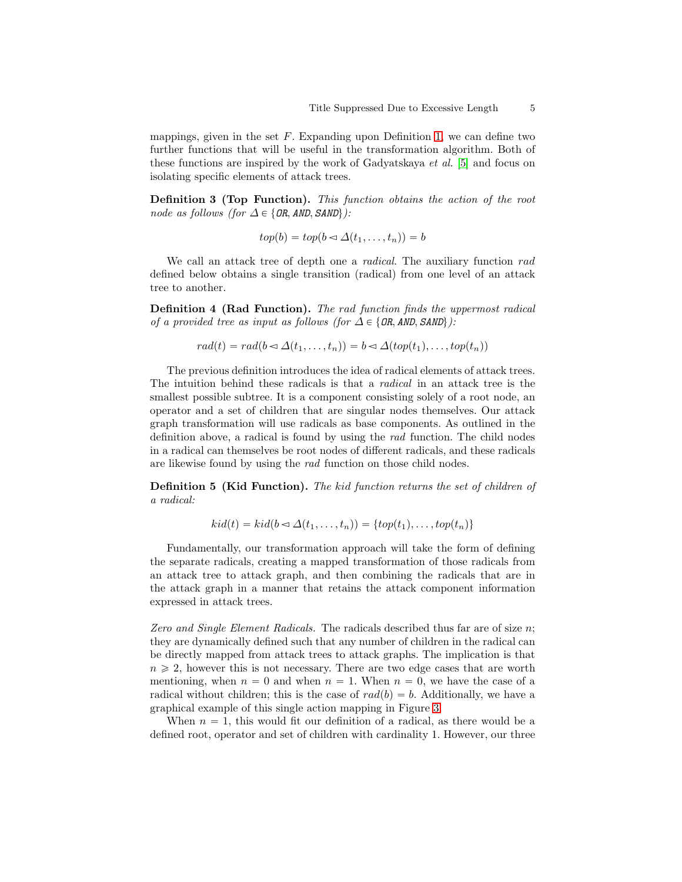mappings, given in the set $F$. Expanding upon Definition 1, we can define two further functions that will be useful in the transformation algorithm. Both of these functions are inspired by the work of Gadyatskaya *et al.* [5] and focus on isolating specific elements of attack trees.

**Definition 3 (Top Function).** *This function obtains the action of the root node as follows (for $\Delta \in \{\texttt{OR}, \texttt{AND}, \texttt{SAND}\}$):*

$$top(b) = top(b \lhd \Delta(t_1, \ldots, t_n)) = b$$

We call an attack tree of depth one a *radical*. The auxiliary function *rad* defined below obtains a single transition (radical) from one level of an attack tree to another.

**Definition 4 (Rad Function).** *The rad function finds the uppermost radical of a provided tree as input as follows (for $\Delta \in \{\texttt{OR}, \texttt{AND}, \texttt{SAND}\}$):*

$$rad(t) = rad(b \lhd \Delta(t_1, \ldots, t_n)) = b \lhd \Delta(top(t_1), \ldots, top(t_n))$$

The previous definition introduces the idea of radical elements of attack trees. The intuition behind these radicals is that a *radical* in an attack tree is the smallest possible subtree. It is a component consisting solely of a root node, an operator and a set of children that are singular nodes themselves. Our attack graph transformation will use radicals as base components. As outlined in the definition above, a radical is found by using the *rad* function. The child nodes in a radical can themselves be root nodes of different radicals, and these radicals are likewise found by using the *rad* function on those child nodes.

**Definition 5 (Kid Function).** *The kid function returns the set of children of a radical:*

$$kid(t) = kid(b \lhd \Delta(t_1, \ldots, t_n)) = \{top(t_1), \ldots, top(t_n)\}$$

Fundamentally, our transformation approach will take the form of defining the separate radicals, creating a mapped transformation of those radicals from an attack tree to attack graph, and then combining the radicals that are in the attack graph in a manner that retains the attack component information expressed in attack trees.

*Zero and Single Element Radicals.* The radicals described thus far are of size $n$; they are dynamically defined such that any number of children in the radical can be directly mapped from attack trees to attack graphs. The implication is that $n \geqslant 2$, however this is not necessary. There are two edge cases that are worth mentioning, when $n = 0$ and when $n = 1$. When $n = 0$, we have the case of a radical without children; this is the case of $rad(b) = b$. Additionally, we have a graphical example of this single action mapping in Figure 3.

When $n = 1$, this would fit our definition of a radical, as there would be a defined root, operator and set of children with cardinality 1. However, our three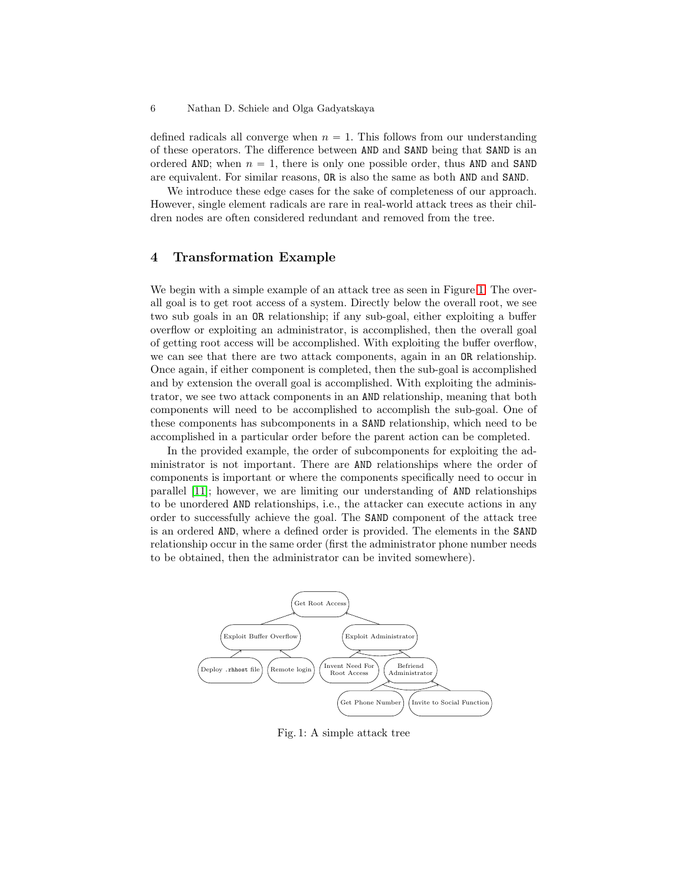defined radicals all converge when $n = 1$. This follows from our understanding of these operators. The difference between AND and SAND being that SAND is an ordered AND; when $n = 1$, there is only one possible order, thus AND and SAND are equivalent. For similar reasons, OR is also the same as both AND and SAND.

We introduce these edge cases for the sake of completeness of our approach. However, single element radicals are rare in real-world attack trees as their children nodes are often considered redundant and removed from the tree.

## 4 Transformation Example

We begin with a simple example of an attack tree as seen in Figure 1. The overall goal is to get root access of a system. Directly below the overall root, we see two sub goals in an OR relationship; if any sub-goal, either exploiting a buffer overflow or exploiting an administrator, is accomplished, then the overall goal of getting root access will be accomplished. With exploiting the buffer overflow, we can see that there are two attack components, again in an OR relationship. Once again, if either component is completed, then the sub-goal is accomplished and by extension the overall goal is accomplished. With exploiting the administrator, we see two attack components in an AND relationship, meaning that both components will need to be accomplished to accomplish the sub-goal. One of these components has subcomponents in a SAND relationship, which need to be accomplished in a particular order before the parent action can be completed.

In the provided example, the order of subcomponents for exploiting the administrator is not important. There are AND relationships where the order of components is important or where the components specifically need to occur in parallel [11]; however, we are limiting our understanding of AND relationships to be unordered AND relationships, i.e., the attacker can execute actions in any order to successfully achieve the goal. The SAND component of the attack tree is an ordered AND, where a defined order is provided. The elements in the SAND relationship occur in the same order (first the administrator phone number needs to be obtained, then the administrator can be invited somewhere).

Get Root Access

Exploit Buffer Overflow

Exploit Administrator

Deploy .rhhost file

Remote login

Invent Need For Root Access

Befriend Administrator

Get Phone Number

Invite to Social Function

Fig. 1: A simple attack tree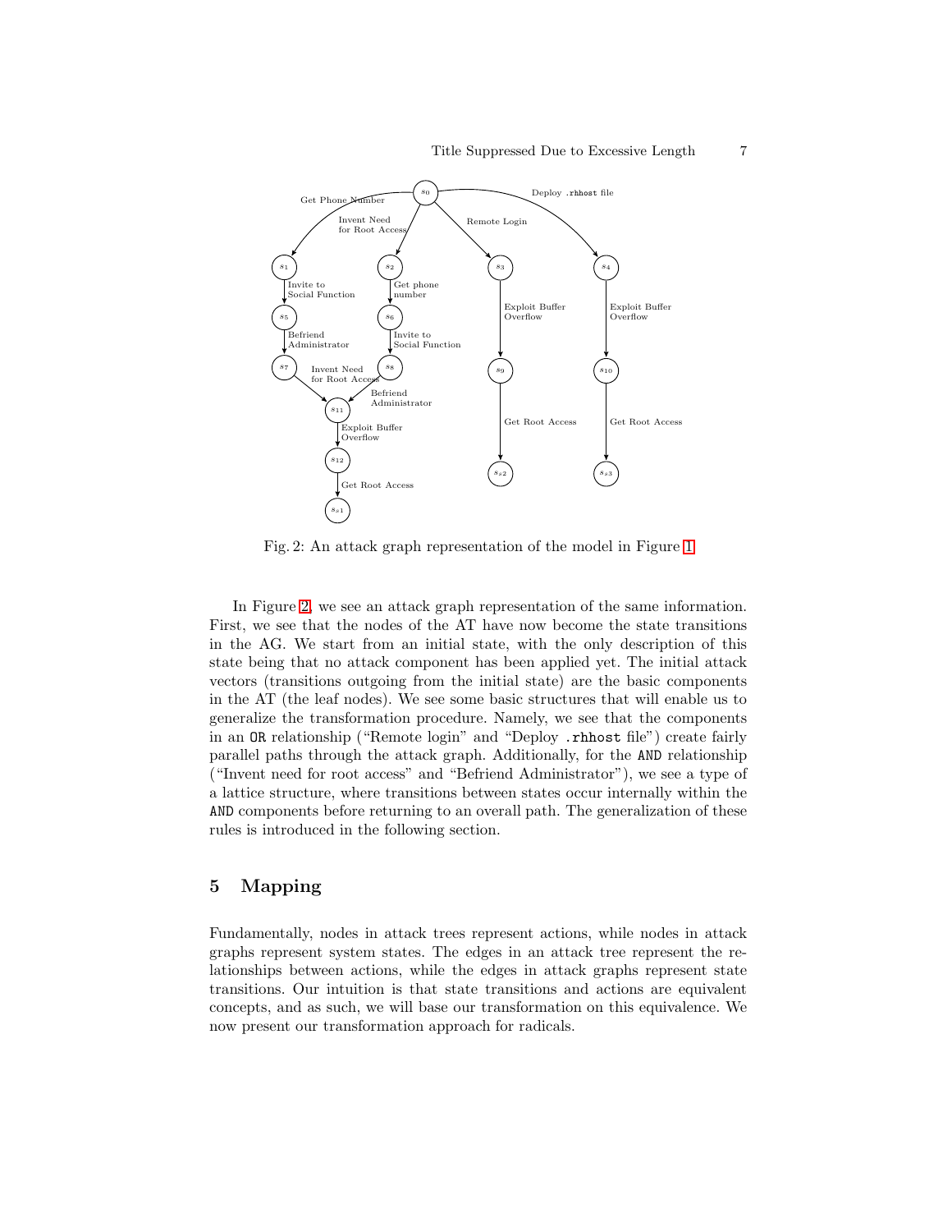Fig. 2: An attack graph representation of the model in Figure 1

In Figure 2, we see an attack graph representation of the same information. First, we see that the nodes of the AT have now become the state transitions in the AG. We start from an initial state, with the only description of this state being that no attack component has been applied yet. The initial attack vectors (transitions outgoing from the initial state) are the basic components in the AT (the leaf nodes). We see some basic structures that will enable us to generalize the transformation procedure. Namely, we see that the components in an `OR` relationship ("Remote login" and "Deploy `.rhhost` file") create fairly parallel paths through the attack graph. Additionally, for the `AND` relationship ("Invent need for root access" and "Befriend Administrator"), we see a type of a lattice structure, where transitions between states occur internally within the `AND` components before returning to an overall path. The generalization of these rules is introduced in the following section.

## 5 Mapping

Fundamentally, nodes in attack trees represent actions, while nodes in attack graphs represent system states. The edges in an attack tree represent the relationships between actions, while the edges in attack graphs represent state transitions. Our intuition is that state transitions and actions are equivalent concepts, and as such, we will base our transformation on this equivalence. We now present our transformation approach for radicals.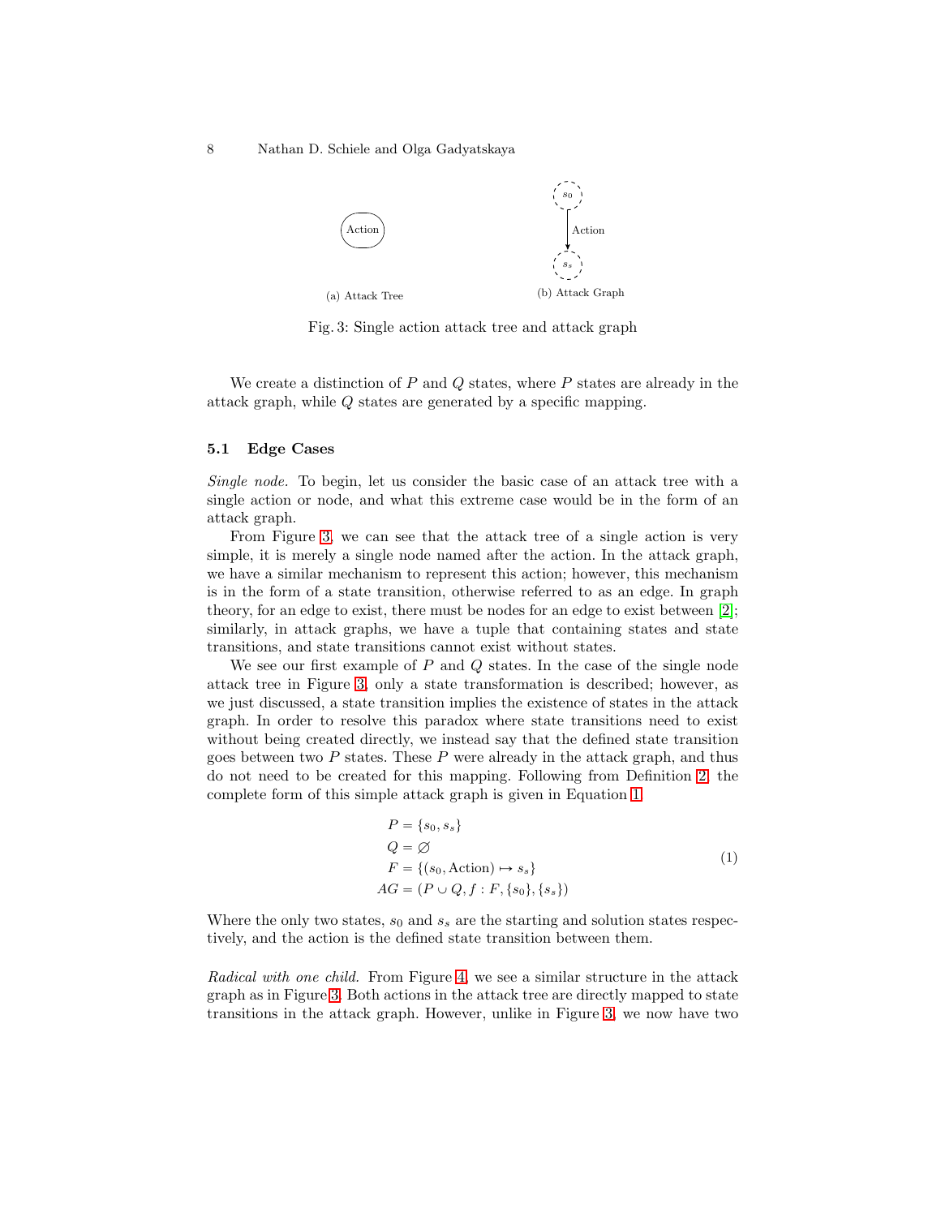(a) Attack Tree

(b) Attack Graph

Fig. 3: Single action attack tree and attack graph

We create a distinction of $P$ and $Q$ states, where $P$ states are already in the attack graph, while $Q$ states are generated by a specific mapping.

### 5.1 Edge Cases

*Single node.* To begin, let us consider the basic case of an attack tree with a single action or node, and what this extreme case would be in the form of an attack graph.

From Figure 3, we can see that the attack tree of a single action is very simple, it is merely a single node named after the action. In the attack graph, we have a similar mechanism to represent this action; however, this mechanism is in the form of a state transition, otherwise referred to as an edge. In graph theory, for an edge to exist, there must be nodes for an edge to exist between [2]; similarly, in attack graphs, we have a tuple that containing states and state transitions, and state transitions cannot exist without states.

We see our first example of $P$ and $Q$ states. In the case of the single node attack tree in Figure 3, only a state transformation is described; however, as we just discussed, a state transition implies the existence of states in the attack graph. In order to resolve this paradox where state transitions need to exist without being created directly, we instead say that the defined state transition goes between two $P$ states. These $P$ were already in the attack graph, and thus do not need to be created for this mapping. Following from Definition 2, the complete form of this simple attack graph is given in Equation 1.

$$
\begin{aligned}
P &= \{s_0, s_s\} \\
Q &= \varnothing \\
F &= \{(s_0, \text{Action}) \mapsto s_s\} \\
AG &= (P \cup Q, f : F, \{s_0\}, \{s_s\})
\end{aligned}
\tag{1}
$$

Where the only two states, $s_0$ and $s_s$ are the starting and solution states respectively, and the action is the defined state transition between them.

*Radical with one child.* From Figure 4, we see a similar structure in the attack graph as in Figure 3. Both actions in the attack tree are directly mapped to state transitions in the attack graph. However, unlike in Figure 3, we now have two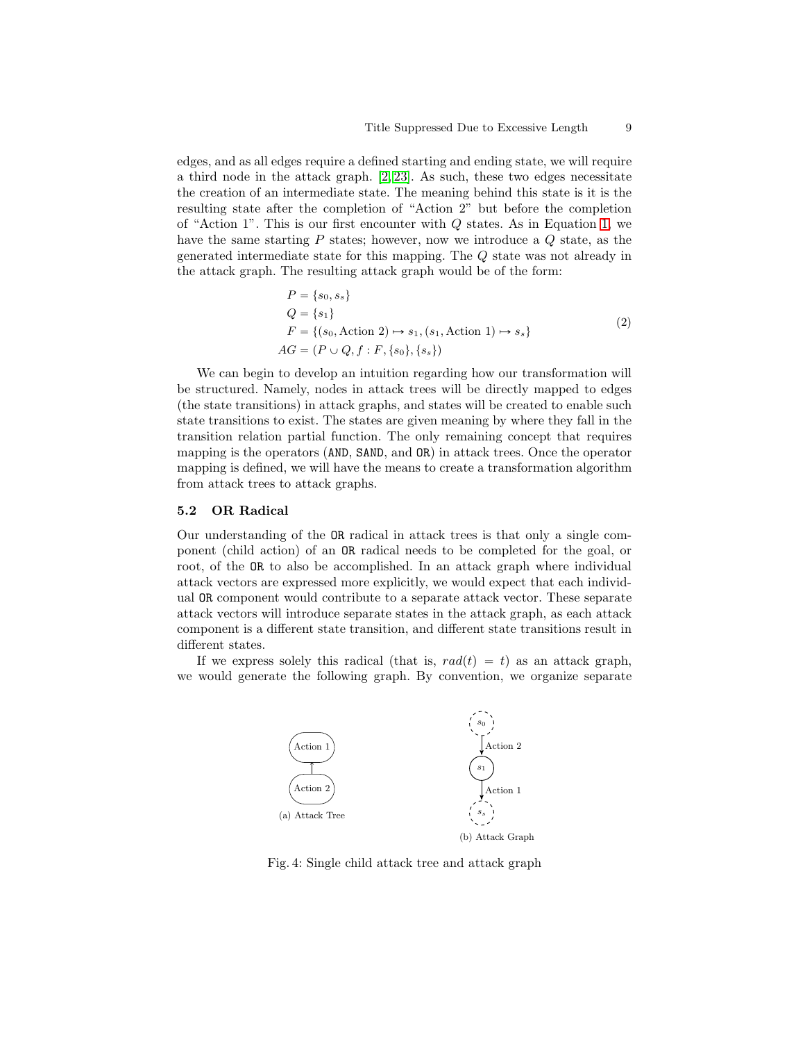edges, and as all edges require a defined starting and ending state, we will require a third node in the attack graph. [2,23]. As such, these two edges necessitate the creation of an intermediate state. The meaning behind this state is it is the resulting state after the completion of "Action 2" but before the completion of "Action 1". This is our first encounter with $Q$ states. As in Equation 1, we have the same starting $P$ states; however, now we introduce a $Q$ state, as the generated intermediate state for this mapping. The $Q$ state was not already in the attack graph. The resulting attack graph would be of the form:

$$
\begin{aligned}
P &= \{s_0, s_s\} \\
Q &= \{s_1\} \\
F &= \{(s_0, \text{Action 2}) \mapsto s_1, (s_1, \text{Action 1}) \mapsto s_s\} \\
AG &= (P \cup Q, f : F, \{s_0\}, \{s_s\})
\end{aligned} \tag{2}
$$

We can begin to develop an intuition regarding how our transformation will be structured. Namely, nodes in attack trees will be directly mapped to edges (the state transitions) in attack graphs, and states will be created to enable such state transitions to exist. The states are given meaning by where they fall in the transition relation partial function. The only remaining concept that requires mapping is the operators (AND, SAND, and OR) in attack trees. Once the operator mapping is defined, we will have the means to create a transformation algorithm from attack trees to attack graphs.

### 5.2 OR Radical

Our understanding of the OR radical in attack trees is that only a single component (child action) of an OR radical needs to be completed for the goal, or root, of the OR to also be accomplished. In an attack graph where individual attack vectors are expressed more explicitly, we would expect that each individual OR component would contribute to a separate attack vector. These separate attack vectors will introduce separate states in the attack graph, as each attack component is a different state transition, and different state transitions result in different states.

If we express solely this radical (that is, $rad(t) = t$) as an attack graph, we would generate the following graph. By convention, we organize separate

(a) Attack Tree

(b) Attack Graph

Fig. 4: Single child attack tree and attack graph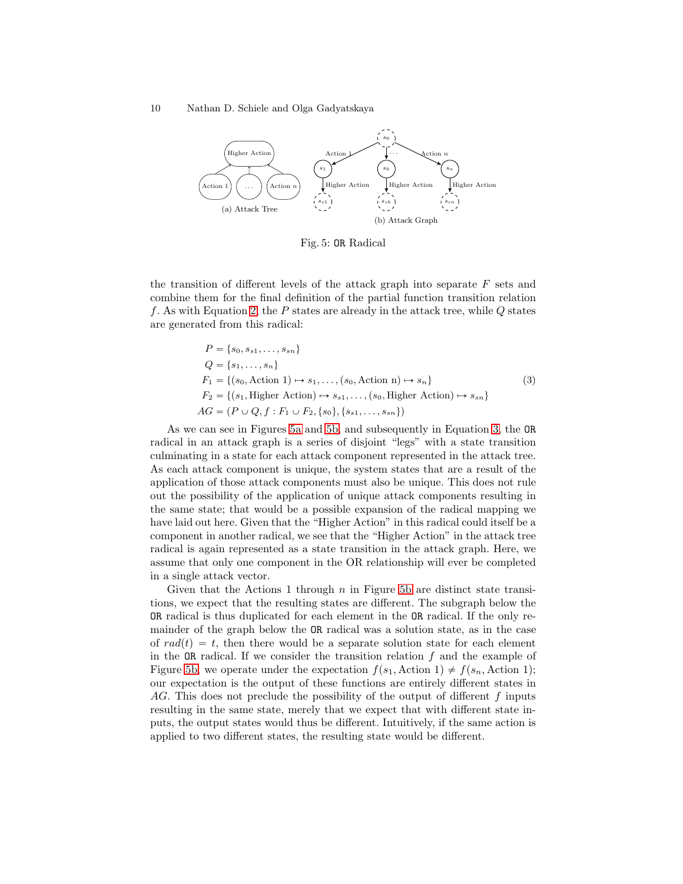Fig. 5: OR Radical

(a) Attack Tree

(b) Attack Graph

the transition of different levels of the attack graph into separate $F$ sets and combine them for the final definition of the partial function transition relation $f$. As with Equation 2, the $P$ states are already in the attack tree, while $Q$ states are generated from this radical:

$$
\begin{aligned}
P &= \{s_0, s_{s1}, \ldots, s_{sn}\} \\
Q &= \{s_1, \ldots, s_n\} \\
F_1 &= \{(s_0, \text{Action 1}) \mapsto s_1, \ldots, (s_0, \text{Action n}) \mapsto s_n\} \\
F_2 &= \{(s_1, \text{Higher Action}) \mapsto s_{s1}, \ldots, (s_0, \text{Higher Action}) \mapsto s_{sn}\} \\
AG &= (P \cup Q, f : F_1 \cup F_2, \{s_0\}, \{s_{s1}, \ldots, s_{sn}\})
\end{aligned}
\tag{3}
$$

As we can see in Figures 5a and 5b, and subsequently in Equation 3, the OR radical in an attack graph is a series of disjoint "legs" with a state transition culminating in a state for each attack component represented in the attack tree. As each attack component is unique, the system states that are a result of the application of those attack components must also be unique. This does not rule out the possibility of the application of unique attack components resulting in the same state; that would be a possible expansion of the radical mapping we have laid out here. Given that the "Higher Action" in this radical could itself be a component in another radical, we see that the "Higher Action" in the attack tree radical is again represented as a state transition in the attack graph. Here, we assume that only one component in the OR relationship will ever be completed in a single attack vector.

Given that the Actions 1 through $n$ in Figure 5b are distinct state transitions, we expect that the resulting states are different. The subgraph below the OR radical is thus duplicated for each element in the OR radical. If the only remainder of the graph below the OR radical was a solution state, as in the case of $rad(t) = t$, then there would be a separate solution state for each element in the OR radical. If we consider the transition relation $f$ and the example of Figure 5b, we operate under the expectation $f(s_1, \text{Action 1}) \neq f(s_n, \text{Action 1})$; our expectation is the output of these functions are entirely different states in $AG$. This does not preclude the possibility of the output of different $f$ inputs resulting in the same state, merely that we expect that with different state inputs, the output states would thus be different. Intuitively, if the same action is applied to two different states, the resulting state would be different.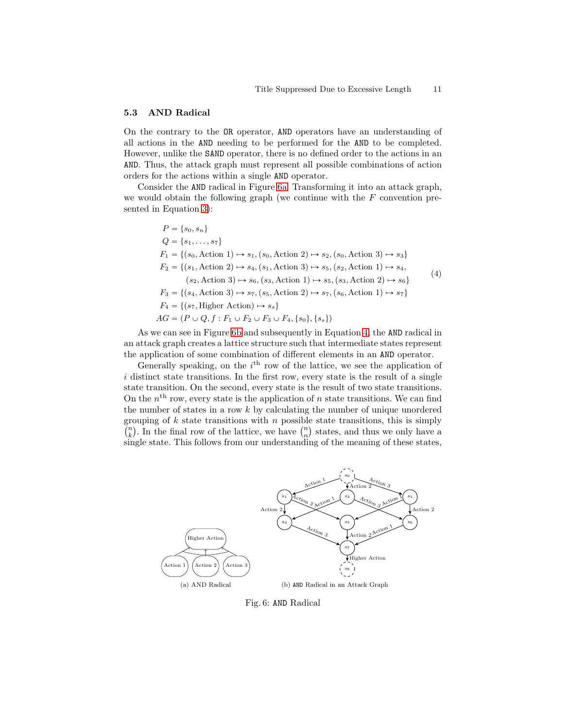### 5.3 AND Radical

On the contrary to the `OR` operator, `AND` operators have an understanding of all actions in the `AND` needing to be performed for the `AND` to be completed. However, unlike the `SAND` operator, there is no defined order to the actions in an `AND`. Thus, the attack graph must represent all possible combinations of action orders for the actions within a single `AND` operator.

Consider the `AND` radical in Figure 6a. Transforming it into an attack graph, we would obtain the following graph (we continue with the $F$ convention presented in Equation 3):

$$
\begin{aligned}
P &= \{s_0, s_n\} \\
Q &= \{s_1, \ldots, s_7\} \\
F_1 &= \{(s_0, \text{Action 1}) \mapsto s_1, (s_0, \text{Action 2}) \mapsto s_2, (s_0, \text{Action 3}) \mapsto s_3\} \\
F_2 &= \{(s_1, \text{Action 2}) \mapsto s_4, (s_1, \text{Action 3}) \mapsto s_5, (s_2, \text{Action 1}) \mapsto s_4, \\
&\qquad (s_2, \text{Action 3}) \mapsto s_6, (s_3, \text{Action 1}) \mapsto s_5, (s_3, \text{Action 2}) \mapsto s_6\} \\
F_3 &= \{(s_4, \text{Action 3}) \mapsto s_7, (s_5, \text{Action 2}) \mapsto s_7, (s_6, \text{Action 1}) \mapsto s_7\} \\
F_4 &= \{(s_7, \text{Higher Action}) \mapsto s_s\} \\
AG &= (P \cup Q, f : F_1 \cup F_2 \cup F_3 \cup F_4, \{s_0\}, \{s_s\})
\end{aligned}
\tag{4}
$$

As we can see in Figure 6b and subsequently in Equation 4, the `AND` radical in an attack graph creates a lattice structure such that intermediate states represent the application of some combination of different elements in an `AND` operator.

Generally speaking, on the $i^{\text{th}}$ row of the lattice, we see the application of $i$ distinct state transitions. In the first row, every state is the result of a single state transition. On the second, every state is the result of two state transitions. On the $n^{\text{th}}$ row, every state is the application of $n$ state transitions. We can find the number of states in a row $k$ by calculating the number of unique unordered grouping of $k$ state transitions with $n$ possible state transitions, this is simply $\binom{n}{k}$. In the final row of the lattice, we have $\binom{n}{n}$ states, and thus we only have a single state. This follows from our understanding of the meaning of these states,

(a) AND Radical

(b) `AND` Radical in an Attack Graph

Fig. 6: `AND` Radical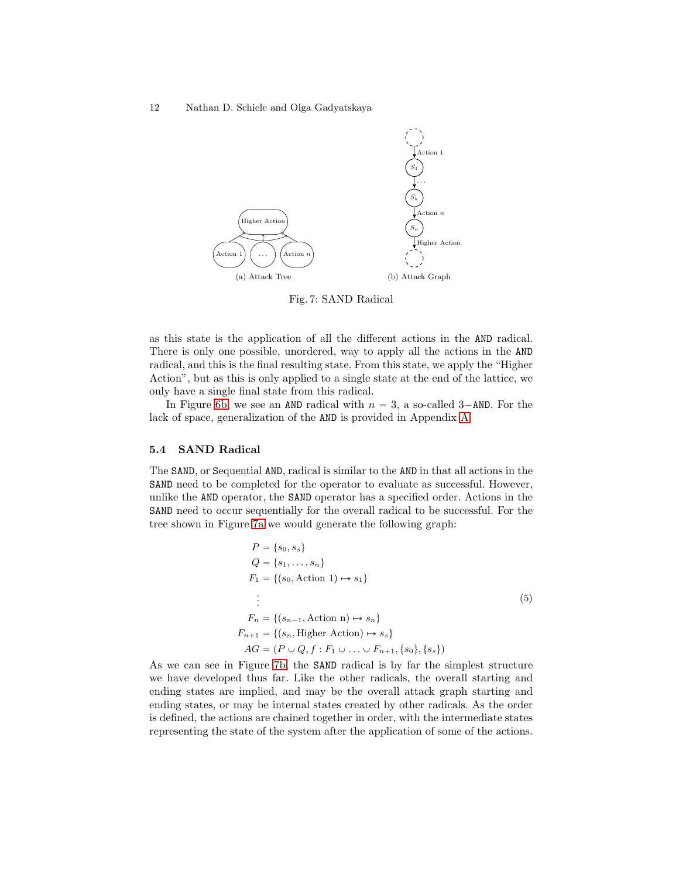(a) Attack Tree

(b) Attack Graph

Fig. 7: SAND Radical

as this state is the application of all the different actions in the AND radical. There is only one possible, unordered, way to apply all the actions in the AND radical, and this is the final resulting state. From this state, we apply the "Higher Action", but as this is only applied to a single state at the end of the lattice, we only have a single final state from this radical.

In Figure 6b, we see an AND radical with $n = 3$, a so-called $3-$AND. For the lack of space, generalization of the AND is provided in Appendix A.

### 5.4 SAND Radical

The SAND, or Sequential AND, radical is similar to the AND in that all actions in the SAND need to be completed for the operator to evaluate as successful. However, unlike the AND operator, the SAND operator has a specified order. Actions in the SAND need to occur sequentially for the overall radical to be successful. For the tree shown in Figure 7a we would generate the following graph:

$$
\begin{aligned}
P &= \{s_0, s_s\} \\
Q &= \{s_1, \ldots, s_n\} \\
F_1 &= \{(s_0, \text{Action 1}) \mapsto s_1\} \\
&\vdots \\
F_n &= \{(s_{n-1}, \text{Action n}) \mapsto s_n\} \\
F_{n+1} &= \{(s_n, \text{Higher Action}) \mapsto s_s\} \\
AG &= (P \cup Q, f : F_1 \cup \ldots \cup F_{n+1}, \{s_0\}, \{s_s\})
\end{aligned}
\tag{5}
$$

As we can see in Figure 7b, the SAND radical is by far the simplest structure we have developed thus far. Like the other radicals, the overall starting and ending states are implied, and may be the overall attack graph starting and ending states, or may be internal states created by other radicals. As the order is defined, the actions are chained together in order, with the intermediate states representing the state of the system after the application of some of the actions.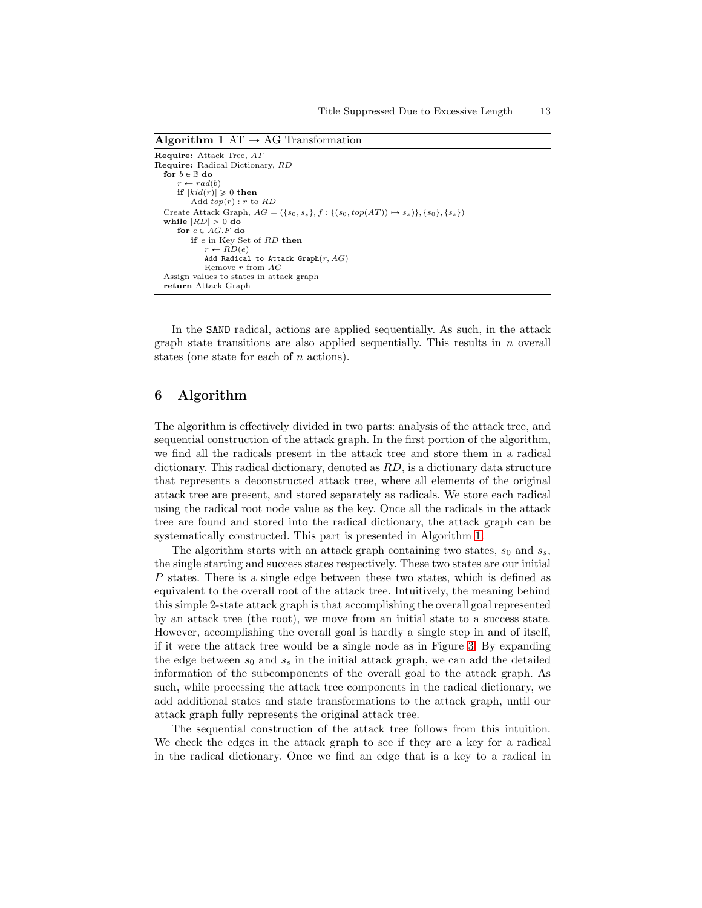**Algorithm 1** AT → AG Transformation

```
Require: Attack Tree, AT
Require: Radical Dictionary, RD
  for b ∈ 𝔹 do
      r ← rad(b)
      if |kid(r)| ⩾ 0 then
          Add top(r) : r to RD
  Create Attack Graph, AG = ({s_0, s_s}, f : {(s_0, top(AT)) ↦ s_s)}, {s_0}, {s_s})
  while |RD| > 0 do
      for e ∈ AG.F do
          if e in Key Set of RD then
              r ← RD(e)
              Add Radical to Attack Graph(r, AG)
              Remove r from AG
  Assign values to states in attack graph
  return Attack Graph
```

In the SAND radical, actions are applied sequentially. As such, in the attack graph state transitions are also applied sequentially. This results in $n$ overall states (one state for each of $n$ actions).

## 6 Algorithm

The algorithm is effectively divided in two parts: analysis of the attack tree, and sequential construction of the attack graph. In the first portion of the algorithm, we find all the radicals present in the attack tree and store them in a radical dictionary. This radical dictionary, denoted as $RD$, is a dictionary data structure that represents a deconstructed attack tree, where all elements of the original attack tree are present, and stored separately as radicals. We store each radical using the radical root node value as the key. Once all the radicals in the attack tree are found and stored into the radical dictionary, the attack graph can be systematically constructed. This part is presented in Algorithm 1.

The algorithm starts with an attack graph containing two states, $s_0$ and $s_s$, the single starting and success states respectively. These two states are our initial $P$ states. There is a single edge between these two states, which is defined as equivalent to the overall root of the attack tree. Intuitively, the meaning behind this simple 2-state attack graph is that accomplishing the overall goal represented by an attack tree (the root), we move from an initial state to a success state. However, accomplishing the overall goal is hardly a single step in and of itself, if it were the attack tree would be a single node as in Figure 3. By expanding the edge between $s_0$ and $s_s$ in the initial attack graph, we can add the detailed information of the subcomponents of the overall goal to the attack graph. As such, while processing the attack tree components in the radical dictionary, we add additional states and state transformations to the attack graph, until our attack graph fully represents the original attack tree.

The sequential construction of the attack tree follows from this intuition. We check the edges in the attack graph to see if they are a key for a radical in the radical dictionary. Once we find an edge that is a key to a radical in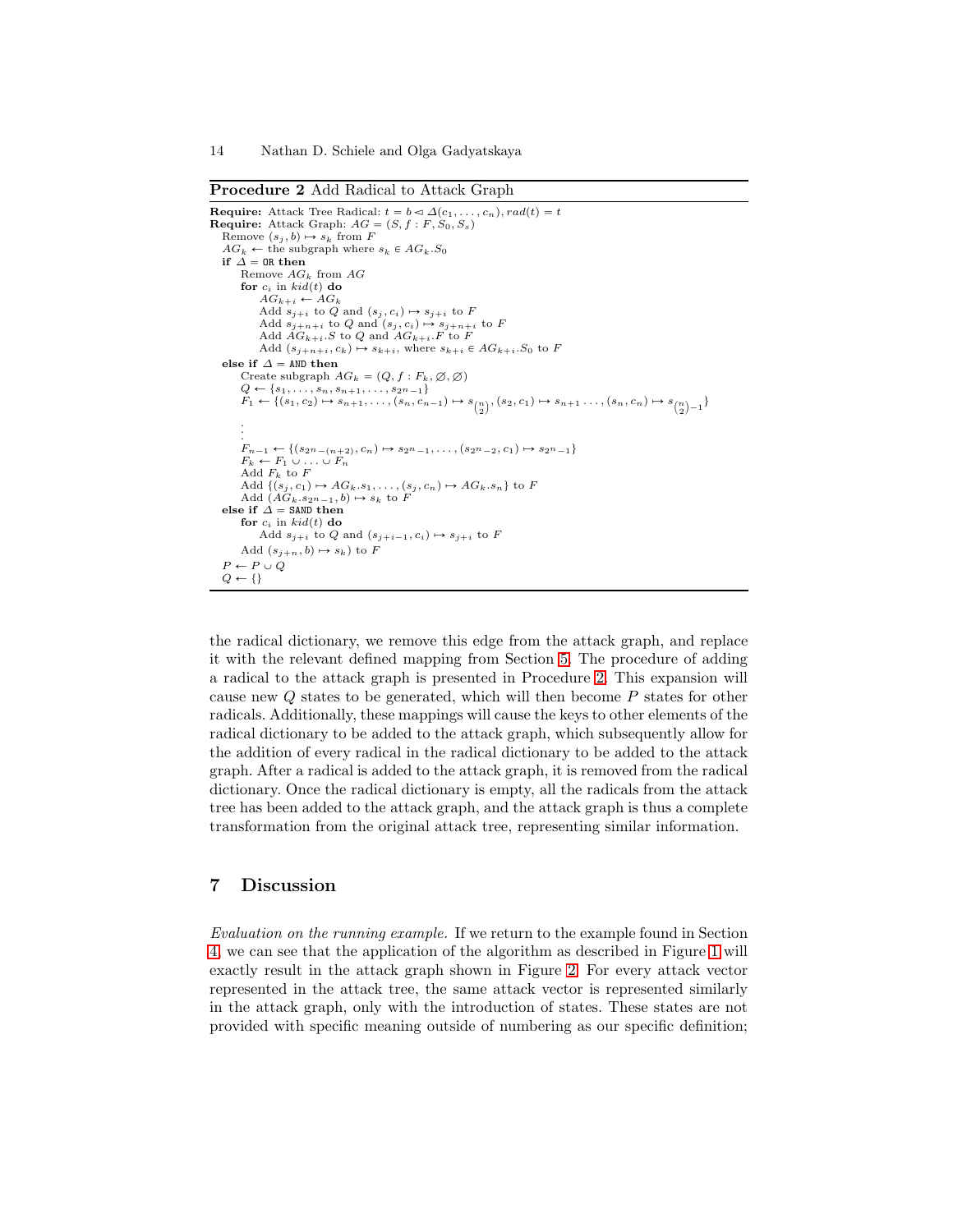**Procedure 2** Add Radical to Attack Graph

```
Require: Attack Tree Radical: t = b ◁ Δ(c_1, ..., c_n), rad(t) = t
Require: Attack Graph: AG = (S, f : F, S_0, S_s)
  Remove (s_j, b) ↦ s_k from F
  AG_k ← the subgraph where s_k ∈ AG_k.S_0
  if Δ = OR then
      Remove AG_k from AG
      for c_i in kid(t) do
          AG_{k+i} ← AG_k
          Add s_{j+i} to Q and (s_j, c_i) ↦ s_{j+i} to F
          Add s_{j+n+i} to Q and (s_j, c_i) ↦ s_{j+n+i} to F
          Add AG_{k+i}.S to Q and AG_{k+i}.F to F
          Add (s_{j+n+i}, c_k) ↦ s_{k+i}, where s_{k+i} ∈ AG_{k+i}.S_0 to F
  else if Δ = AND then
      Create subgraph AG_k = (Q, f : F_k, ∅, ∅)
      Q ← {s_1, ..., s_n, s_{n+1}, ..., s_{2^n−1}}
      F_1 ← {(s_1, c_2) ↦ s_{n+1}, ..., (s_n, c_{n−1}) ↦ s_{(n choose 2)}, (s_2, c_1) ↦ s_{n+1} ..., (s_n, c_n) ↦ s_{(n choose 2)−1}}
      .
      .
      .
      F_{n−1} ← {(s_{2^n−(n+2)}, c_n) ↦ s_{2^n−1}, ..., (s_{2^n−2}, c_1) ↦ s_{2^n−1}}
      F_k ← F_1 ∪ ... ∪ F_n
      Add F_k to F
      Add {(s_j, c_1) ↦ AG_k.s_1, ..., (s_j, c_n) ↦ AG_k.s_n} to F
      Add (AG_k.s_{2^n−1}, b) ↦ s_k to F
  else if Δ = SAND then
      for c_i in kid(t) do
          Add s_{j+i} to Q and (s_{j+i−1}, c_i) ↦ s_{j+i} to F
      Add (s_{j+n}, b) ↦ s_k) to F
  P ← P ∪ Q
  Q ← {}
```

the radical dictionary, we remove this edge from the attack graph, and replace it with the relevant defined mapping from Section 5. The procedure of adding a radical to the attack graph is presented in Procedure 2. This expansion will cause new $Q$ states to be generated, which will then become $P$ states for other radicals. Additionally, these mappings will cause the keys to other elements of the radical dictionary to be added to the attack graph, which subsequently allow for the addition of every radical in the radical dictionary to be added to the attack graph. After a radical is added to the attack graph, it is removed from the radical dictionary. Once the radical dictionary is empty, all the radicals from the attack tree has been added to the attack graph, and the attack graph is thus a complete transformation from the original attack tree, representing similar information.

## 7 Discussion

*Evaluation on the running example.* If we return to the example found in Section 4, we can see that the application of the algorithm as described in Figure 1 will exactly result in the attack graph shown in Figure 2. For every attack vector represented in the attack tree, the same attack vector is represented similarly in the attack graph, only with the introduction of states. These states are not provided with specific meaning outside of numbering as our specific definition;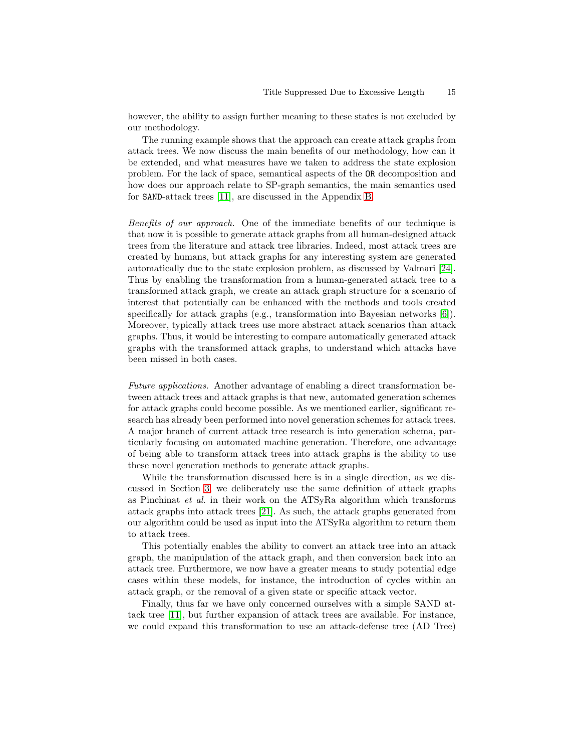however, the ability to assign further meaning to these states is not excluded by our methodology.

The running example shows that the approach can create attack graphs from attack trees. We now discuss the main benefits of our methodology, how can it be extended, and what measures have we taken to address the state explosion problem. For the lack of space, semantical aspects of the `OR` decomposition and how does our approach relate to SP-graph semantics, the main semantics used for `SAND`-attack trees [11], are discussed in the Appendix B.

*Benefits of our approach.* One of the immediate benefits of our technique is that now it is possible to generate attack graphs from all human-designed attack trees from the literature and attack tree libraries. Indeed, most attack trees are created by humans, but attack graphs for any interesting system are generated automatically due to the state explosion problem, as discussed by Valmari [24]. Thus by enabling the transformation from a human-generated attack tree to a transformed attack graph, we create an attack graph structure for a scenario of interest that potentially can be enhanced with the methods and tools created specifically for attack graphs (e.g., transformation into Bayesian networks [6]). Moreover, typically attack trees use more abstract attack scenarios than attack graphs. Thus, it would be interesting to compare automatically generated attack graphs with the transformed attack graphs, to understand which attacks have been missed in both cases.

*Future applications.* Another advantage of enabling a direct transformation between attack trees and attack graphs is that new, automated generation schemes for attack graphs could become possible. As we mentioned earlier, significant research has already been performed into novel generation schemes for attack trees. A major branch of current attack tree research is into generation schema, particularly focusing on automated machine generation. Therefore, one advantage of being able to transform attack trees into attack graphs is the ability to use these novel generation methods to generate attack graphs.

While the transformation discussed here is in a single direction, as we discussed in Section 3, we deliberately use the same definition of attack graphs as Pinchinat *et al.* in their work on the ATSyRa algorithm which transforms attack graphs into attack trees [21]. As such, the attack graphs generated from our algorithm could be used as input into the ATSyRa algorithm to return them to attack trees.

This potentially enables the ability to convert an attack tree into an attack graph, the manipulation of the attack graph, and then conversion back into an attack tree. Furthermore, we now have a greater means to study potential edge cases within these models, for instance, the introduction of cycles within an attack graph, or the removal of a given state or specific attack vector.

Finally, thus far we have only concerned ourselves with a simple SAND attack tree [11], but further expansion of attack trees are available. For instance, we could expand this transformation to use an attack-defense tree (AD Tree)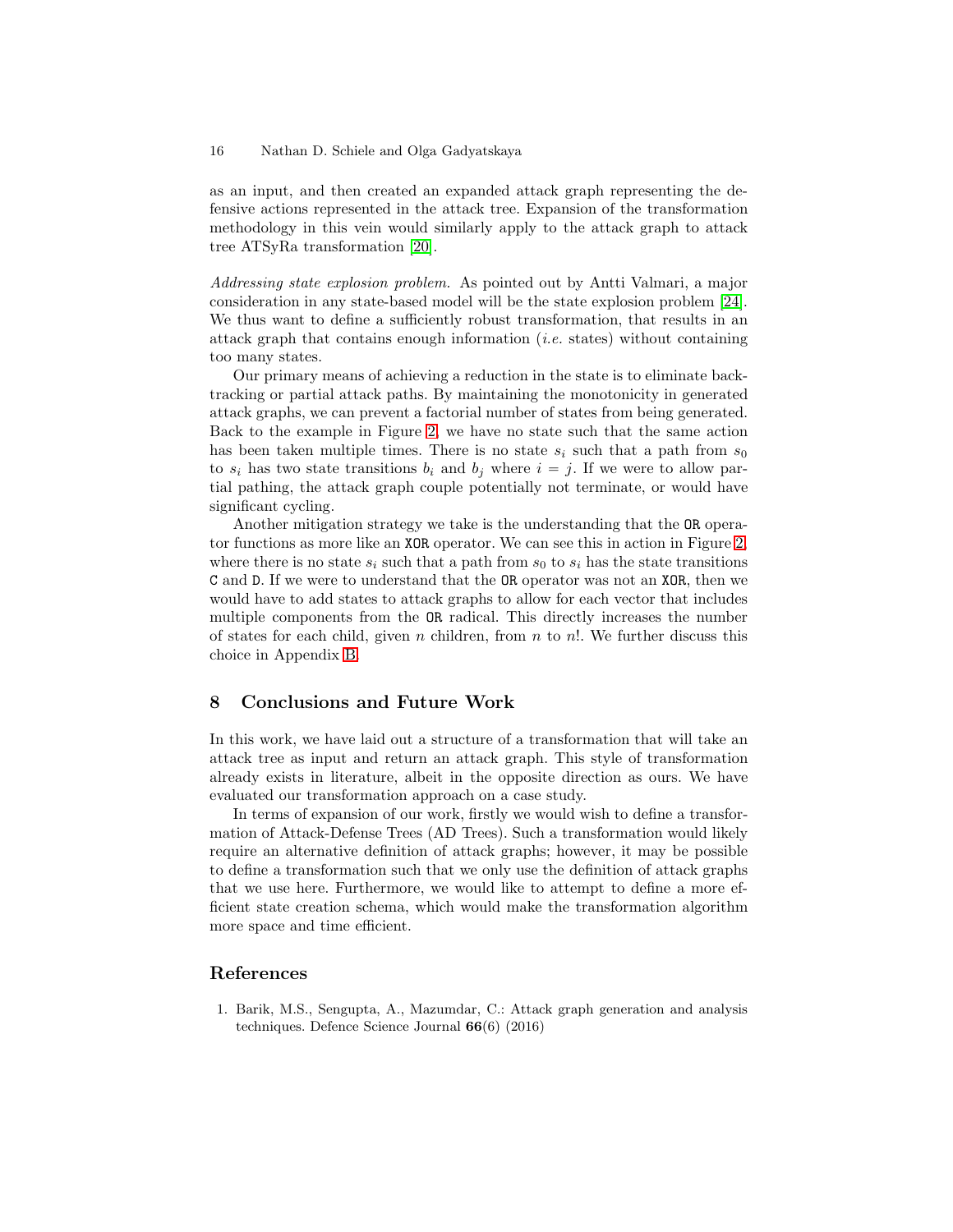as an input, and then created an expanded attack graph representing the defensive actions represented in the attack tree. Expansion of the transformation methodology in this vein would similarly apply to the attack graph to attack tree ATSyRa transformation [20].

*Addressing state explosion problem.* As pointed out by Antti Valmari, a major consideration in any state-based model will be the state explosion problem [24]. We thus want to define a sufficiently robust transformation, that results in an attack graph that contains enough information (*i.e.* states) without containing too many states.

Our primary means of achieving a reduction in the state is to eliminate backtracking or partial attack paths. By maintaining the monotonicity in generated attack graphs, we can prevent a factorial number of states from being generated. Back to the example in Figure 2, we have no state such that the same action has been taken multiple times. There is no state $s_i$ such that a path from $s_0$ to $s_i$ has two state transitions $b_i$ and $b_j$ where $i = j$. If we were to allow partial pathing, the attack graph couple potentially not terminate, or would have significant cycling.

Another mitigation strategy we take is the understanding that the `OR` operator functions as more like an `XOR` operator. We can see this in action in Figure 2, where there is no state $s_i$ such that a path from $s_0$ to $s_i$ has the state transitions `C` and `D`. If we were to understand that the `OR` operator was not an `XOR`, then we would have to add states to attack graphs to allow for each vector that includes multiple components from the `OR` radical. This directly increases the number of states for each child, given $n$ children, from $n$ to $n!$. We further discuss this choice in Appendix B.

## 8 Conclusions and Future Work

In this work, we have laid out a structure of a transformation that will take an attack tree as input and return an attack graph. This style of transformation already exists in literature, albeit in the opposite direction as ours. We have evaluated our transformation approach on a case study.

In terms of expansion of our work, firstly we would wish to define a transformation of Attack-Defense Trees (AD Trees). Such a transformation would likely require an alternative definition of attack graphs; however, it may be possible to define a transformation such that we only use the definition of attack graphs that we use here. Furthermore, we would like to attempt to define a more efficient state creation schema, which would make the transformation algorithm more space and time efficient.

## References

1. Barik, M.S., Sengupta, A., Mazumdar, C.: Attack graph generation and analysis techniques. Defence Science Journal **66**(6) (2016)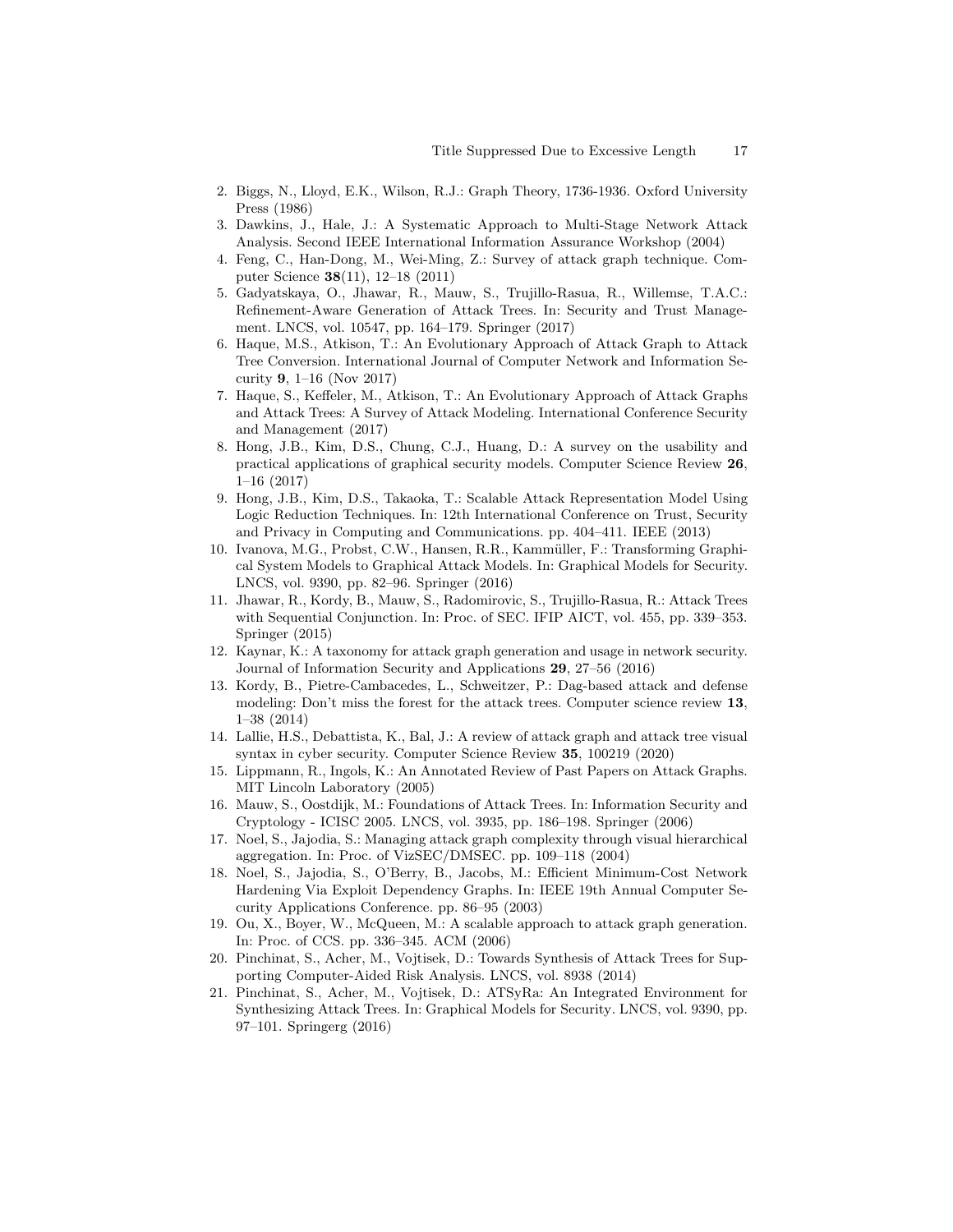2. Biggs, N., Lloyd, E.K., Wilson, R.J.: Graph Theory, 1736-1936. Oxford University Press (1986)
3. Dawkins, J., Hale, J.: A Systematic Approach to Multi-Stage Network Attack Analysis. Second IEEE International Information Assurance Workshop (2004)
4. Feng, C., Han-Dong, M., Wei-Ming, Z.: Survey of attack graph technique. Computer Science **38**(11), 12–18 (2011)
5. Gadyatskaya, O., Jhawar, R., Mauw, S., Trujillo-Rasua, R., Willemse, T.A.C.: Refinement-Aware Generation of Attack Trees. In: Security and Trust Management. LNCS, vol. 10547, pp. 164–179. Springer (2017)
6. Haque, M.S., Atkison, T.: An Evolutionary Approach of Attack Graph to Attack Tree Conversion. International Journal of Computer Network and Information Security **9**, 1–16 (Nov 2017)
7. Haque, S., Keffeler, M., Atkison, T.: An Evolutionary Approach of Attack Graphs and Attack Trees: A Survey of Attack Modeling. International Conference Security and Management (2017)
8. Hong, J.B., Kim, D.S., Chung, C.J., Huang, D.: A survey on the usability and practical applications of graphical security models. Computer Science Review **26**, 1–16 (2017)
9. Hong, J.B., Kim, D.S., Takaoka, T.: Scalable Attack Representation Model Using Logic Reduction Techniques. In: 12th International Conference on Trust, Security and Privacy in Computing and Communications. pp. 404–411. IEEE (2013)
10. Ivanova, M.G., Probst, C.W., Hansen, R.R., Kammüller, F.: Transforming Graphical System Models to Graphical Attack Models. In: Graphical Models for Security. LNCS, vol. 9390, pp. 82–96. Springer (2016)
11. Jhawar, R., Kordy, B., Mauw, S., Radomirovic, S., Trujillo-Rasua, R.: Attack Trees with Sequential Conjunction. In: Proc. of SEC. IFIP AICT, vol. 455, pp. 339–353. Springer (2015)
12. Kaynar, K.: A taxonomy for attack graph generation and usage in network security. Journal of Information Security and Applications **29**, 27–56 (2016)
13. Kordy, B., Pietre-Cambacedes, L., Schweitzer, P.: Dag-based attack and defense modeling: Don't miss the forest for the attack trees. Computer science review **13**, 1–38 (2014)
14. Lallie, H.S., Debattista, K., Bal, J.: A review of attack graph and attack tree visual syntax in cyber security. Computer Science Review **35**, 100219 (2020)
15. Lippmann, R., Ingols, K.: An Annotated Review of Past Papers on Attack Graphs. MIT Lincoln Laboratory (2005)
16. Mauw, S., Oostdijk, M.: Foundations of Attack Trees. In: Information Security and Cryptology - ICISC 2005. LNCS, vol. 3935, pp. 186–198. Springer (2006)
17. Noel, S., Jajodia, S.: Managing attack graph complexity through visual hierarchical aggregation. In: Proc. of VizSEC/DMSEC. pp. 109–118 (2004)
18. Noel, S., Jajodia, S., O'Berry, B., Jacobs, M.: Efficient Minimum-Cost Network Hardening Via Exploit Dependency Graphs. In: IEEE 19th Annual Computer Security Applications Conference. pp. 86–95 (2003)
19. Ou, X., Boyer, W., McQueen, M.: A scalable approach to attack graph generation. In: Proc. of CCS. pp. 336–345. ACM (2006)
20. Pinchinat, S., Acher, M., Vojtisek, D.: Towards Synthesis of Attack Trees for Supporting Computer-Aided Risk Analysis. LNCS, vol. 8938 (2014)
21. Pinchinat, S., Acher, M., Vojtisek, D.: ATSyRa: An Integrated Environment for Synthesizing Attack Trees. In: Graphical Models for Security. LNCS, vol. 9390, pp. 97–101. Springerg (2016)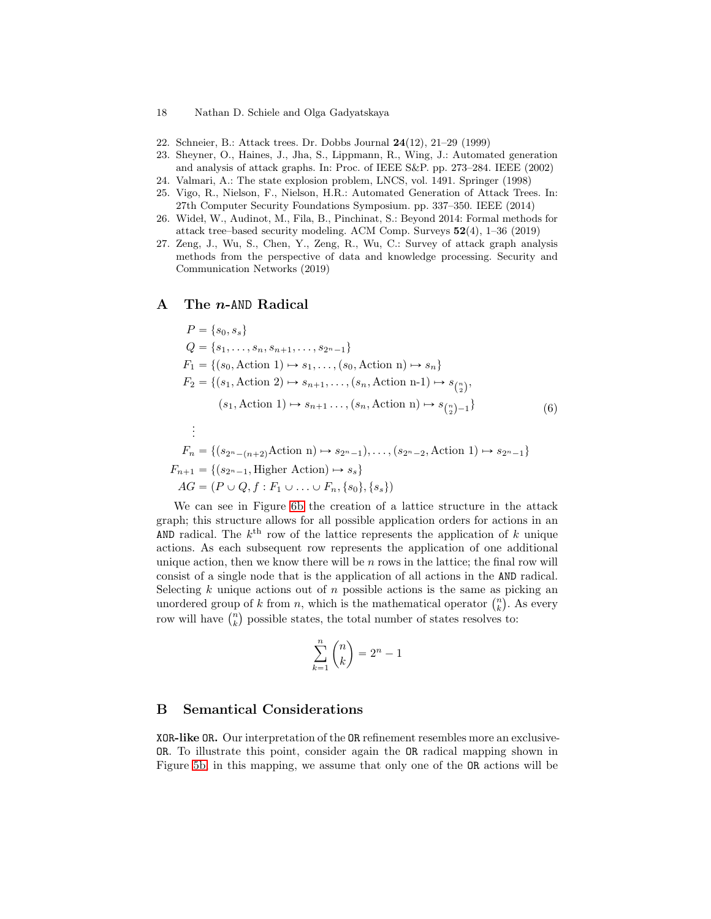22. Schneier, B.: Attack trees. Dr. Dobbs Journal **24**(12), 21–29 (1999)
23. Sheyner, O., Haines, J., Jha, S., Lippmann, R., Wing, J.: Automated generation and analysis of attack graphs. In: Proc. of IEEE S&P. pp. 273–284. IEEE (2002)
24. Valmari, A.: The state explosion problem, LNCS, vol. 1491. Springer (1998)
25. Vigo, R., Nielson, F., Nielson, H.R.: Automated Generation of Attack Trees. In: 27th Computer Security Foundations Symposium. pp. 337–350. IEEE (2014)
26. Wideł, W., Audinot, M., Fila, B., Pinchinat, S.: Beyond 2014: Formal methods for attack tree–based security modeling. ACM Comp. Surveys **52**(4), 1–36 (2019)
27. Zeng, J., Wu, S., Chen, Y., Zeng, R., Wu, C.: Survey of attack graph analysis methods from the perspective of data and knowledge processing. Security and Communication Networks (2019)

## A The $n$-AND Radical

$$
\begin{aligned}
P &= \{s_0, s_s\} \\
Q &= \{s_1, \ldots, s_n, s_{n+1}, \ldots, s_{2^n-1}\} \\
F_1 &= \{(s_0, \text{Action 1}) \mapsto s_1, \ldots, (s_0, \text{Action n}) \mapsto s_n\} \\
F_2 &= \{(s_1, \text{Action 2}) \mapsto s_{n+1}, \ldots, (s_n, \text{Action n-1}) \mapsto s_{\binom{n}{2}}, \\
&\qquad (s_1, \text{Action 1}) \mapsto s_{n+1} \ldots, (s_n, \text{Action n}) \mapsto s_{\binom{n}{2}-1}\} \\
&\;\;\vdots \\
F_n &= \{(s_{2^n-(n+2)}\text{Action n}) \mapsto s_{2^n-1}), \ldots, (s_{2^n-2}, \text{Action 1}) \mapsto s_{2^n-1}\} \\
F_{n+1} &= \{(s_{2^n-1}, \text{Higher Action}) \mapsto s_s\} \\
AG &= (P \cup Q, f : F_1 \cup \ldots \cup F_n, \{s_0\}, \{s_s\})
\end{aligned}
\tag{6}
$$

We can see in Figure 6b the creation of a lattice structure in the attack graph; this structure allows for all possible application orders for actions in an AND radical. The $k^{\text{th}}$ row of the lattice represents the application of $k$ unique actions. As each subsequent row represents the application of one additional unique action, then we know there will be $n$ rows in the lattice; the final row will consist of a single node that is the application of all actions in the AND radical. Selecting $k$ unique actions out of $n$ possible actions is the same as picking an unordered group of $k$ from $n$, which is the mathematical operator $\binom{n}{k}$. As every row will have $\binom{n}{k}$ possible states, the total number of states resolves to:

$$
\sum_{k=1}^{n} \binom{n}{k} = 2^n - 1
$$

## B Semantical Considerations

**XOR-like OR.** Our interpretation of the OR refinement resembles more an exclusive-OR. To illustrate this point, consider again the OR radical mapping shown in Figure 5b: in this mapping, we assume that only one of the OR actions will be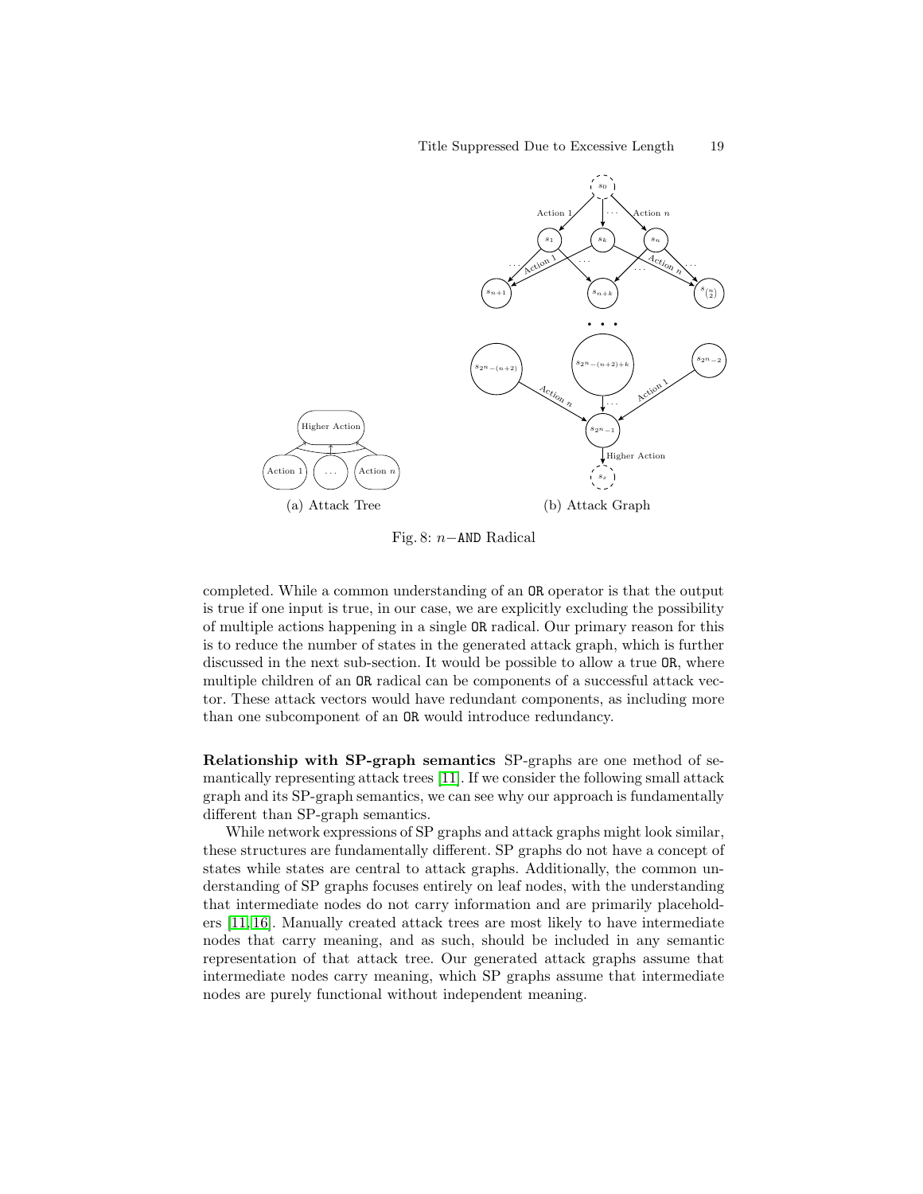(a) Attack Tree

(b) Attack Graph

Fig. 8: $n-$AND Radical

completed. While a common understanding of an OR operator is that the output is true if one input is true, in our case, we are explicitly excluding the possibility of multiple actions happening in a single OR radical. Our primary reason for this is to reduce the number of states in the generated attack graph, which is further discussed in the next sub-section. It would be possible to allow a true OR, where multiple children of an OR radical can be components of a successful attack vector. These attack vectors would have redundant components, as including more than one subcomponent of an OR would introduce redundancy.

**Relationship with SP-graph semantics** SP-graphs are one method of semantically representing attack trees [11]. If we consider the following small attack graph and its SP-graph semantics, we can see why our approach is fundamentally different than SP-graph semantics.

While network expressions of SP graphs and attack graphs might look similar, these structures are fundamentally different. SP graphs do not have a concept of states while states are central to attack graphs. Additionally, the common understanding of SP graphs focuses entirely on leaf nodes, with the understanding that intermediate nodes do not carry information and are primarily placeholders [11,16]. Manually created attack trees are most likely to have intermediate nodes that carry meaning, and as such, should be included in any semantic representation of that attack tree. Our generated attack graphs assume that intermediate nodes carry meaning, which SP graphs assume that intermediate nodes are purely functional without independent meaning.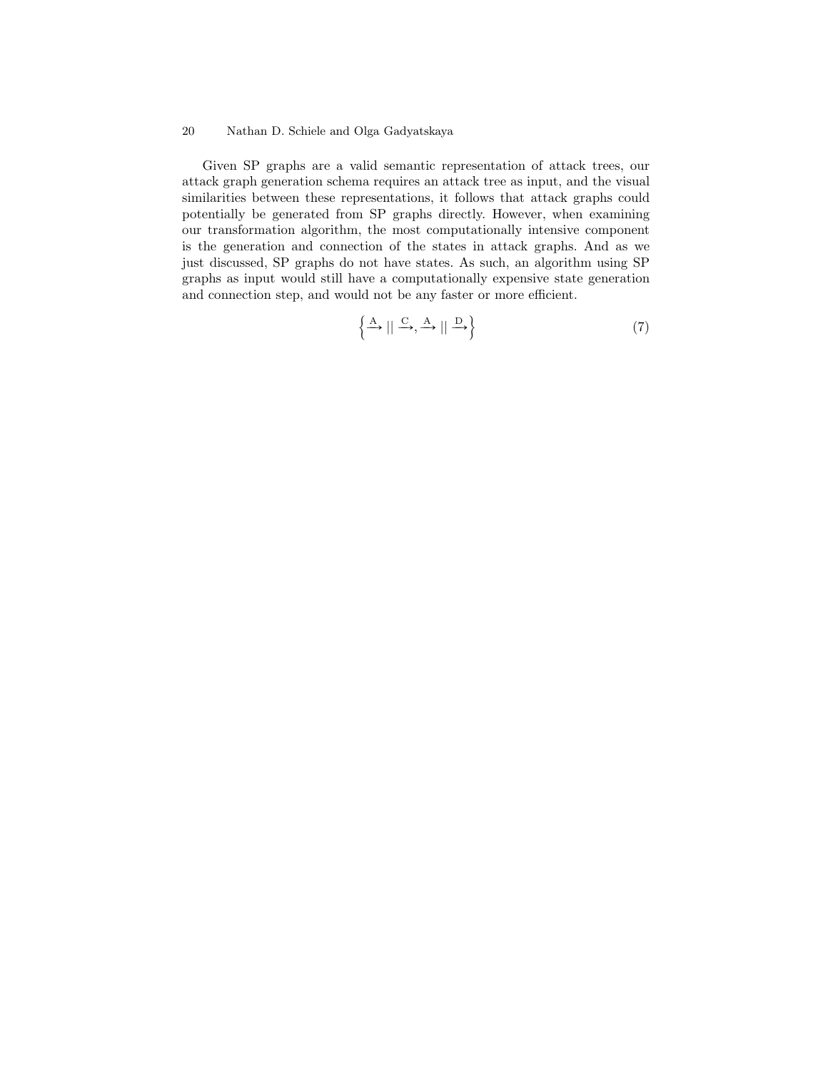Given SP graphs are a valid semantic representation of attack trees, our attack graph generation schema requires an attack tree as input, and the visual similarities between these representations, it follows that attack graphs could potentially be generated from SP graphs directly. However, when examining our transformation algorithm, the most computationally intensive component is the generation and connection of the states in attack graphs. And as we just discussed, SP graphs do not have states. As such, an algorithm using SP graphs as input would still have a computationally expensive state generation and connection step, and would not be any faster or more efficient.

$$\left\{ \xrightarrow{\text{A}} || \xrightarrow{\text{C}}, \xrightarrow{\text{A}} || \xrightarrow{\text{D}} \right\} \tag{7}$$